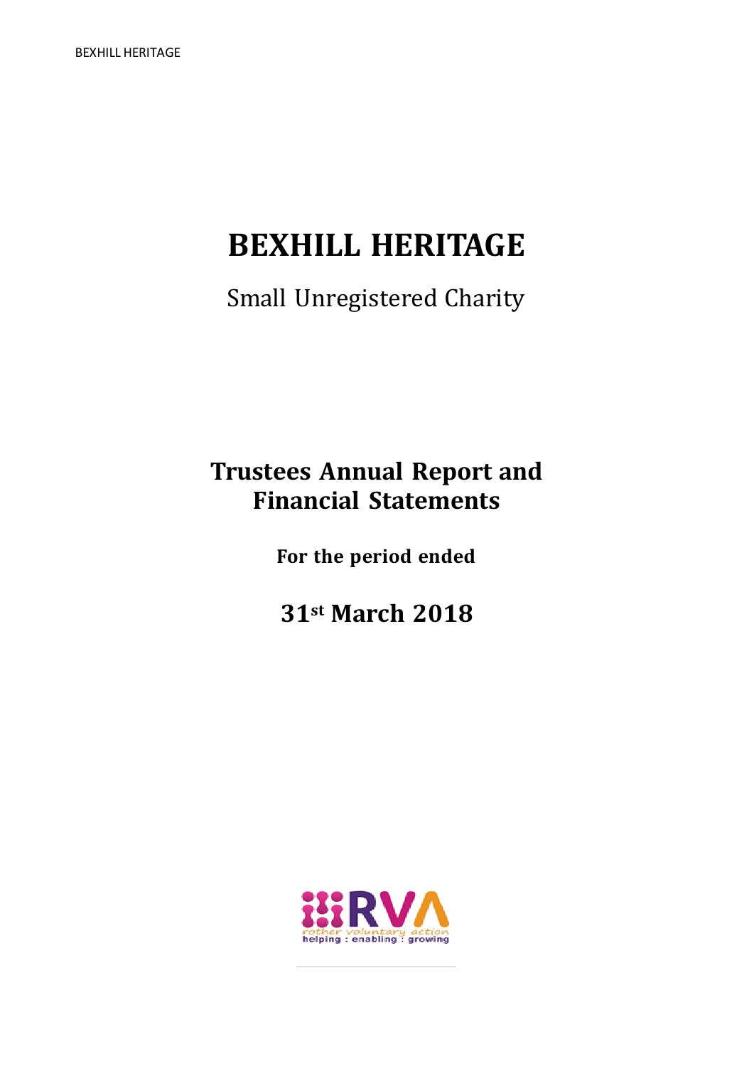# BEXHILL HERITAGE

Small Unregistered Charity

## Trustees Annual Report and Financial Statements

**For the period ended**

## 31st March 2018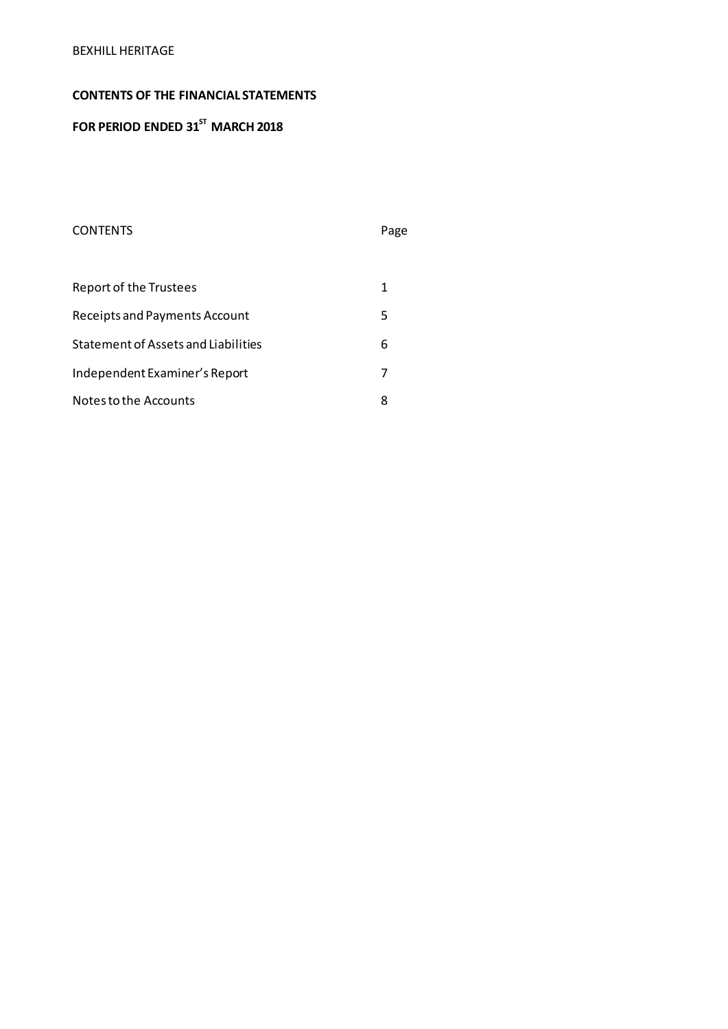BEXHILL HERITAGE

**CONTENTS OF THE FINANCIAL STATEMENTS**

**FOR PERIOD ENDED 31ST MARCH 2018**

| CONTENTS | Page |
|---|---|
| Report of the Trustees | 1 |
| Receipts and Payments Account | 5 |
| Statement of Assets and Liabilities | 6 |
| Independent Examiner's Report | 7 |
| Notes to the Accounts | 8 |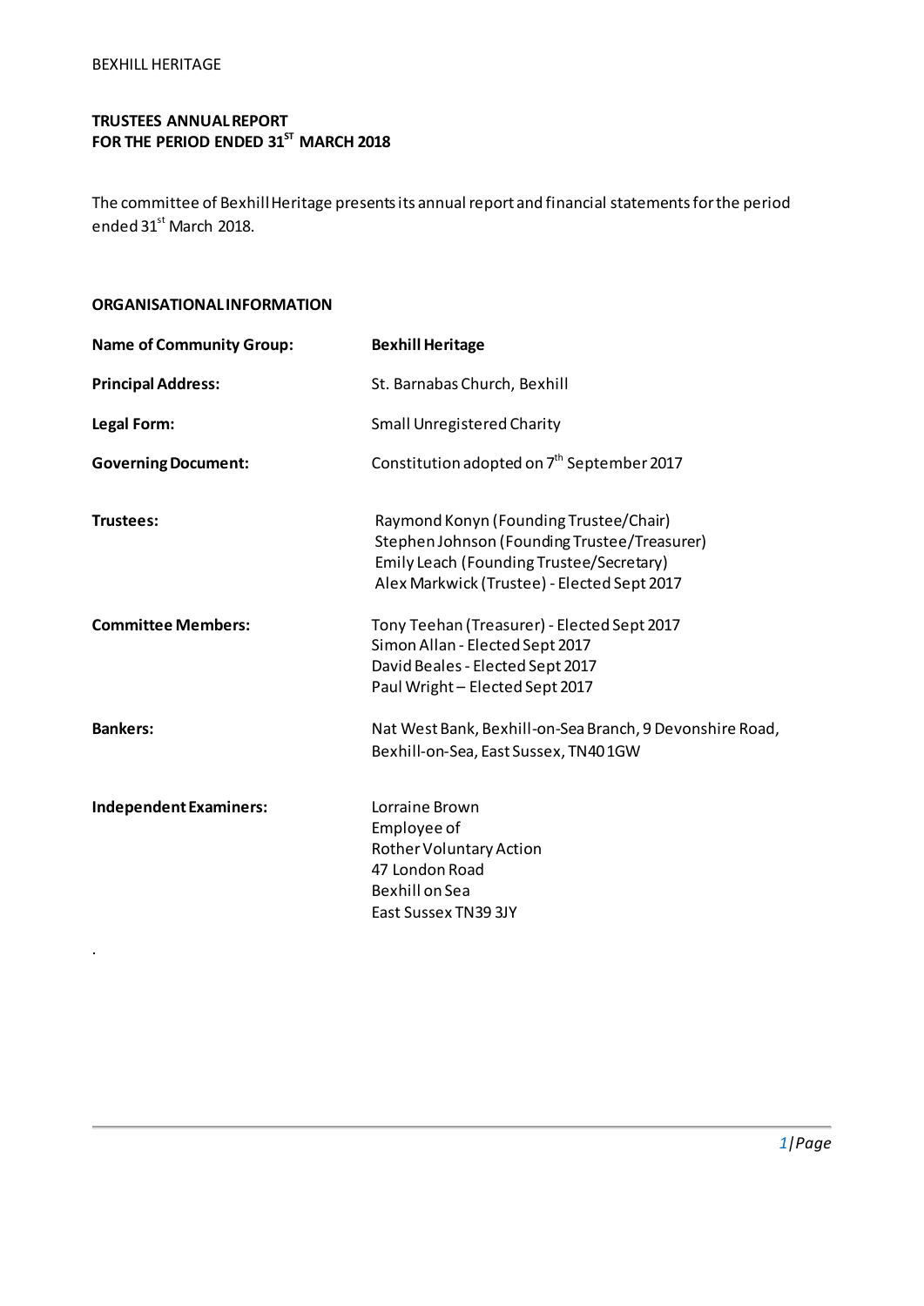BEXHILL HERITAGE

**TRUSTEES ANNUAL REPORT**
**FOR THE PERIOD ENDED 31[ST] MARCH 2018**

The committee of Bexhill Heritage presents its annual report and financial statements for the period ended 31[st] March 2018.

**ORGANISATIONAL INFORMATION**

| | |
|---|---|
| **Name of Community Group:** | **Bexhill Heritage** |
| **Principal Address:** | St. Barnabas Church, Bexhill |
| **Legal Form:** | Small Unregistered Charity |
| **Governing Document:** | Constitution adopted on 7[th] September 2017 |
| **Trustees:** | Raymond Konyn (Founding Trustee/Chair)<br>Stephen Johnson (Founding Trustee/Treasurer)<br>Emily Leach (Founding Trustee/Secretary)<br>Alex Markwick (Trustee) - Elected Sept 2017 |
| **Committee Members:** | Tony Teehan (Treasurer) - Elected Sept 2017<br>Simon Allan - Elected Sept 2017<br>David Beales - Elected Sept 2017<br>Paul Wright – Elected Sept 2017 |
| **Bankers:** | Nat West Bank, Bexhill-on-Sea Branch, 9 Devonshire Road, Bexhill-on-Sea, East Sussex, TN40 1GW |
| **Independent Examiners:** | Lorraine Brown<br>Employee of<br>Rother Voluntary Action<br>47 London Road<br>Bexhill on Sea<br>East Sussex TN39 3JY |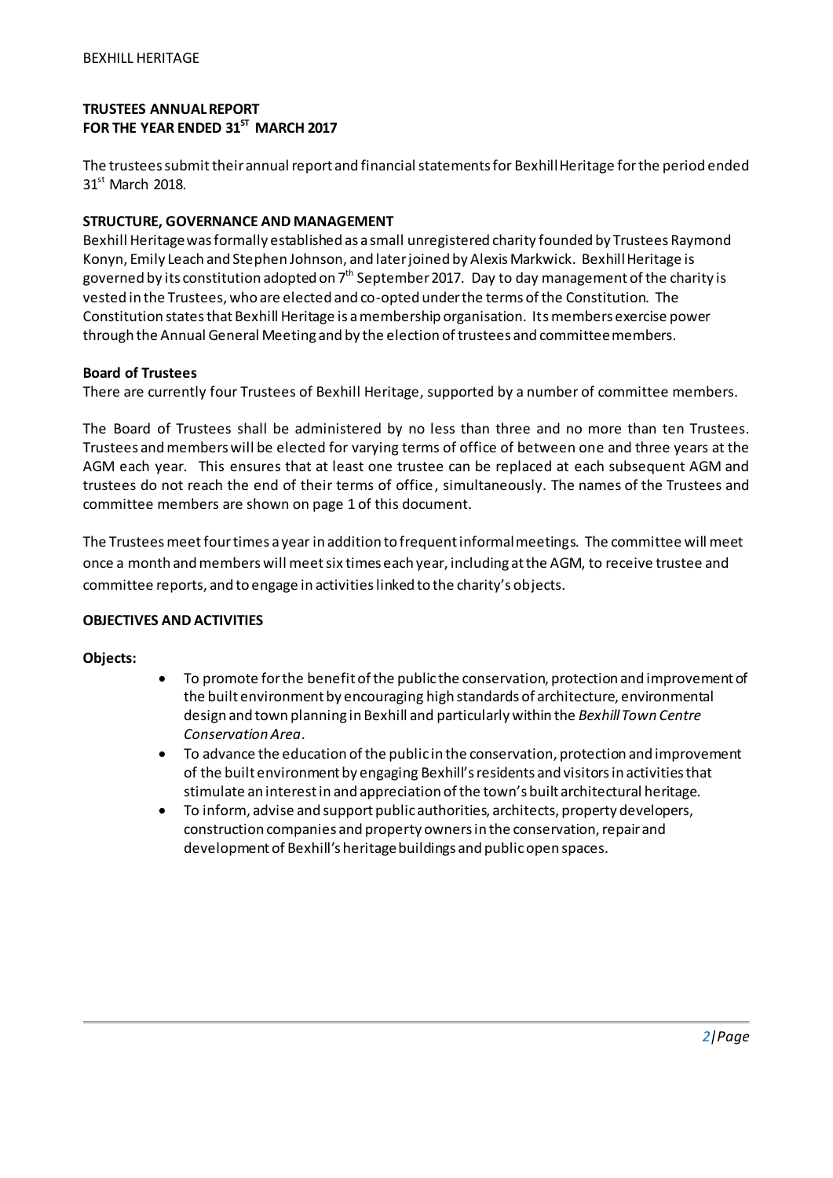## TRUSTEES ANNUAL REPORT
## FOR THE YEAR ENDED 31ST MARCH 2017

The trustees submit their annual report and financial statements for Bexhill Heritage for the period ended 31st March 2018.

### STRUCTURE, GOVERNANCE AND MANAGEMENT

Bexhill Heritage was formally established as a small unregistered charity founded by Trustees Raymond Konyn, Emily Leach and Stephen Johnson, and later joined by Alexis Markwick. Bexhill Heritage is governed by its constitution adopted on 7th September 2017. Day to day management of the charity is vested in the Trustees, who are elected and co-opted under the terms of the Constitution. The Constitution states that Bexhill Heritage is a membership organisation. Its members exercise power through the Annual General Meeting and by the election of trustees and committee members.

#### Board of Trustees

There are currently four Trustees of Bexhill Heritage, supported by a number of committee members.

The Board of Trustees shall be administered by no less than three and no more than ten Trustees. Trustees and members will be elected for varying terms of office of between one and three years at the AGM each year. This ensures that at least one trustee can be replaced at each subsequent AGM and trustees do not reach the end of their terms of office, simultaneously. The names of the Trustees and committee members are shown on page 1 of this document.

The Trustees meet four times a year in addition to frequent informal meetings. The committee will meet once a month and members will meet six times each year, including at the AGM, to receive trustee and committee reports, and to engage in activities linked to the charity's objects.

### OBJECTIVES AND ACTIVITIES

**Objects:**

- To promote for the benefit of the public the conservation, protection and improvement of the built environment by encouraging high standards of architecture, environmental design and town planning in Bexhill and particularly within the *Bexhill Town Centre Conservation Area*.
- To advance the education of the public in the conservation, protection and improvement of the built environment by engaging Bexhill's residents and visitors in activities that stimulate an interest in and appreciation of the town's built architectural heritage.
- To inform, advise and support public authorities, architects, property developers, construction companies and property owners in the conservation, repair and development of Bexhill's heritage buildings and public open spaces.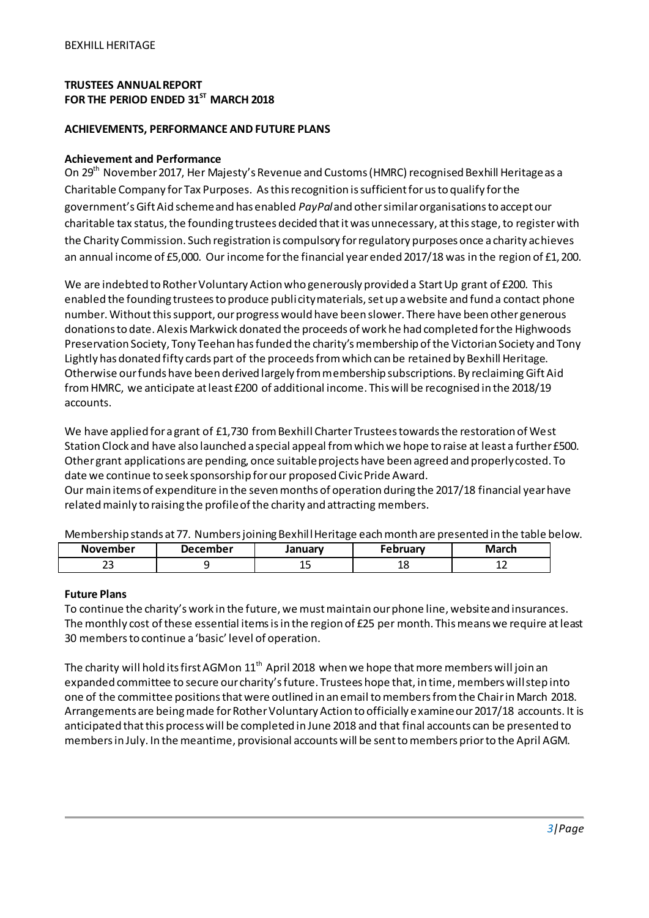**TRUSTEES ANNUAL REPORT**
**FOR THE PERIOD ENDED 31[ST] MARCH 2018**

## ACHIEVEMENTS, PERFORMANCE AND FUTURE PLANS

### Achievement and Performance

On 29[th] November 2017, Her Majesty's Revenue and Customs (HMRC) recognised Bexhill Heritage as a Charitable Company for Tax Purposes. As this recognition is sufficient for us to qualify for the government's Gift Aid scheme and has enabled *PayPal* and other similar organisations to accept our charitable tax status, the founding trustees decided that it was unnecessary, at this stage, to register with the Charity Commission. Such registration is compulsory for regulatory purposes once a charity achieves an annual income of £5,000. Our income for the financial year ended 2017/18 was in the region of £1, 200.

We are indebted to Rother Voluntary Action who generously provided a Start Up grant of £200. This enabled the founding trustees to produce publicity materials, set up a website and fund a contact phone number. Without this support, our progress would have been slower. There have been other generous donations to date. Alexis Markwick donated the proceeds of work he had completed for the Highwoods Preservation Society, Tony Teehan has funded the charity's membership of the Victorian Society and Tony Lightly has donated fifty cards part of the proceeds from which can be retained by Bexhill Heritage. Otherwise our funds have been derived largely from membership subscriptions. By reclaiming Gift Aid from HMRC, we anticipate at least £200 of additional income. This will be recognised in the 2018/19 accounts.

We have applied for a grant of £1,730 from Bexhill Charter Trustees towards the restoration of West Station Clock and have also launched a special appeal from which we hope to raise at least a further £500. Other grant applications are pending, once suitable projects have been agreed and properly costed. To date we continue to seek sponsorship for our proposed Civic Pride Award.
Our main items of expenditure in the seven months of operation during the 2017/18 financial year have related mainly to raising the profile of the charity and attracting members.

Membership stands at 77. Numbers joining Bexhill Heritage each month are presented in the table below.

| November | December | January | February | March |
|---|---|---|---|---|
| 23 | 9 | 15 | 18 | 12 |

### Future Plans

To continue the charity's work in the future, we must maintain our phone line, website and insurances. The monthly cost of these essential items is in the region of £25 per month. This means we require at least 30 members to continue a 'basic' level of operation.

The charity will hold its first AGM on 11[th] April 2018 when we hope that more members will join an expanded committee to secure our charity's future. Trustees hope that, in time, members will step into one of the committee positions that were outlined in an email to members from the Chair in March 2018. Arrangements are being made for Rother Voluntary Action to officially examine our 2017/18 accounts. It is anticipated that this process will be completed in June 2018 and that final accounts can be presented to members in July. In the meantime, provisional accounts will be sent to members prior to the April AGM.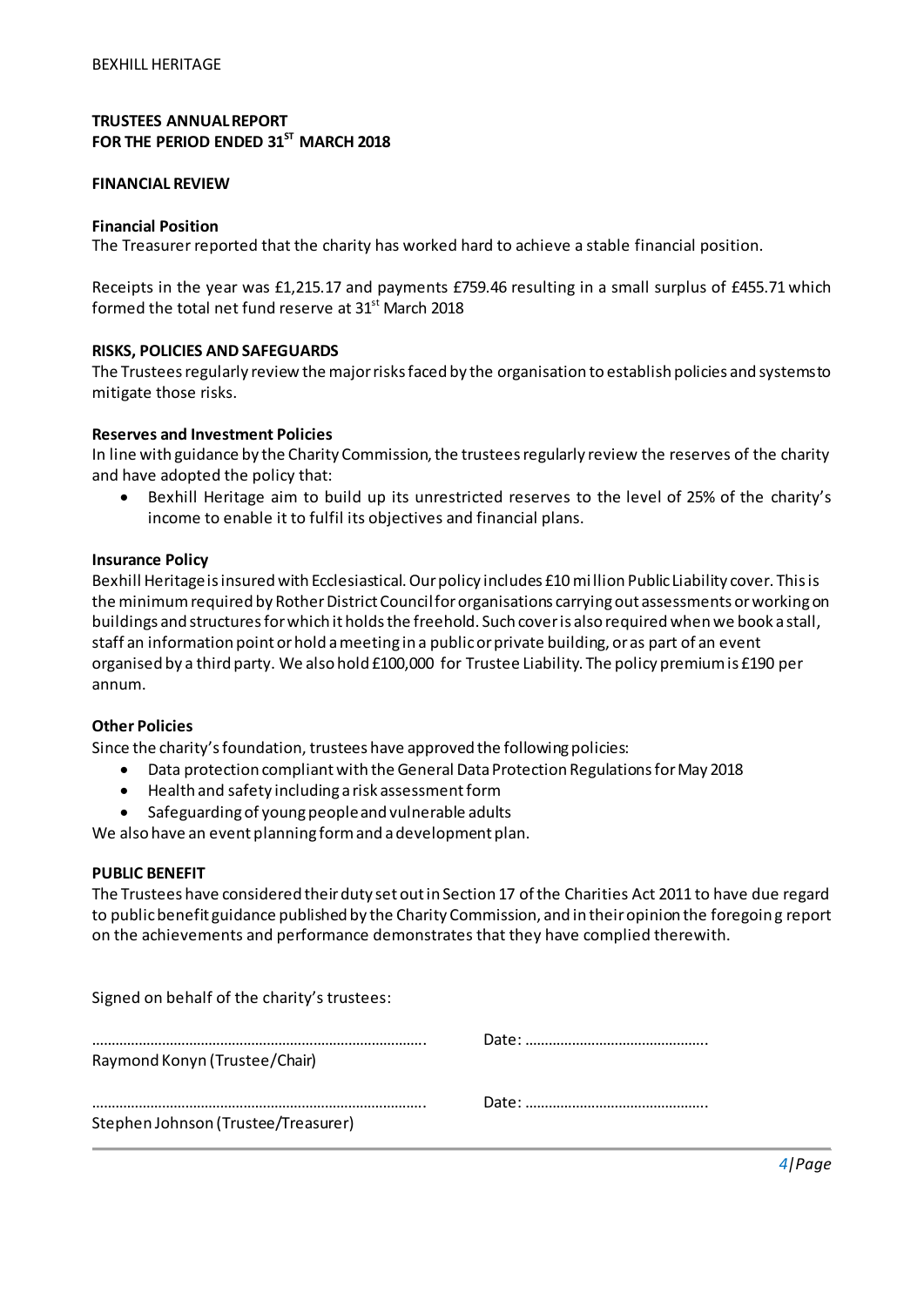BEXHILL HERITAGE

**TRUSTEES ANNUAL REPORT**
**FOR THE PERIOD ENDED 31[ST] MARCH 2018**

**FINANCIAL REVIEW**

**Financial Position**
The Treasurer reported that the charity has worked hard to achieve a stable financial position.

Receipts in the year was £1,215.17 and payments £759.46 resulting in a small surplus of £455.71 which formed the total net fund reserve at 31[st] March 2018

**RISKS, POLICIES AND SAFEGUARDS**
The Trustees regularly review the major risks faced by the organisation to establish policies and systems to mitigate those risks.

**Reserves and Investment Policies**
In line with guidance by the Charity Commission, the trustees regularly review the reserves of the charity and have adopted the policy that:

- Bexhill Heritage aim to build up its unrestricted reserves to the level of 25% of the charity's income to enable it to fulfil its objectives and financial plans.

**Insurance Policy**
Bexhill Heritage is insured with Ecclesiastical. Our policy includes £10 million Public Liability cover. This is the minimum required by Rother District Council for organisations carrying out assessments or working on buildings and structures for which it holds the freehold. Such cover is also required when we book a stall, staff an information point or hold a meeting in a public or private building, or as part of an event organised by a third party. We also hold £100,000 for Trustee Liability. The policy premium is £190 per annum.

**Other Policies**
Since the charity's foundation, trustees have approved the following policies:

- Data protection compliant with the General Data Protection Regulations for May 2018
- Health and safety including a risk assessment form
- Safeguarding of young people and vulnerable adults

We also have an event planning form and a development plan.

**PUBLIC BENEFIT**
The Trustees have considered their duty set out in Section 17 of the Charities Act 2011 to have due regard to public benefit guidance published by the Charity Commission, and in their opinion the foregoing report on the achievements and performance demonstrates that they have complied therewith.

Signed on behalf of the charity's trustees:

………………………………………………………………………….     Date: ………………………………………..
Raymond Konyn (Trustee/Chair)

………………………………………………………………………….     Date: ………………………………………..
Stephen Johnson (Trustee/Treasurer)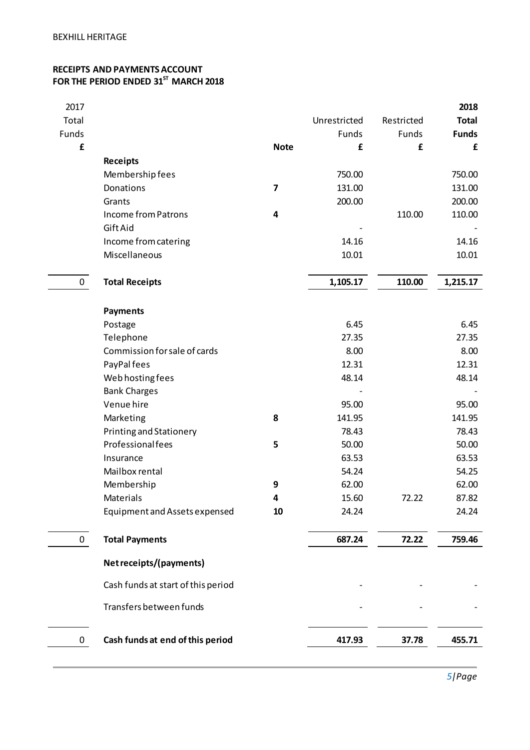BEXHILL HERITAGE

**RECEIPTS AND PAYMENTS ACCOUNT**
**FOR THE PERIOD ENDED 31ST MARCH 2018**

| 2017 Total Funds £ | | Note | Unrestricted Funds £ | Restricted Funds £ | **2018 Total Funds £** |
|---|---|---|---|---|---|
| | **Receipts** | | | | |
| | Membership fees | | 750.00 | | 750.00 |
| | Donations | **7** | 131.00 | | 131.00 |
| | Grants | | 200.00 | | 200.00 |
| | Income from Patrons | **4** | | 110.00 | 110.00 |
| | Gift Aid | | - | | - |
| | Income from catering | | 14.16 | | 14.16 |
| | Miscellaneous | | 10.01 | | 10.01 |
| 0 | **Total Receipts** | | **1,105.17** | **110.00** | **1,215.17** |
| | **Payments** | | | | |
| | Postage | | 6.45 | | 6.45 |
| | Telephone | | 27.35 | | 27.35 |
| | Commission for sale of cards | | 8.00 | | 8.00 |
| | PayPal fees | | 12.31 | | 12.31 |
| | Web hosting fees | | 48.14 | | 48.14 |
| | Bank Charges | | - | | - |
| | Venue hire | | 95.00 | | 95.00 |
| | Marketing | **8** | 141.95 | | 141.95 |
| | Printing and Stationery | | 78.43 | | 78.43 |
| | Professional fees | **5** | 50.00 | | 50.00 |
| | Insurance | | 63.53 | | 63.53 |
| | Mailbox rental | | 54.24 | | 54.25 |
| | Membership | **9** | 62.00 | | 62.00 |
| | Materials | **4** | 15.60 | 72.22 | 87.82 |
| | Equipment and Assets expensed | **10** | 24.24 | | 24.24 |
| 0 | **Total Payments** | | **687.24** | **72.22** | **759.46** |
| | **Net receipts/(payments)** | | | | |
| | Cash funds at start of this period | | - | - | - |
| | Transfers between funds | | - | - | - |
| 0 | **Cash funds at end of this period** | | **417.93** | **37.78** | **455.71** |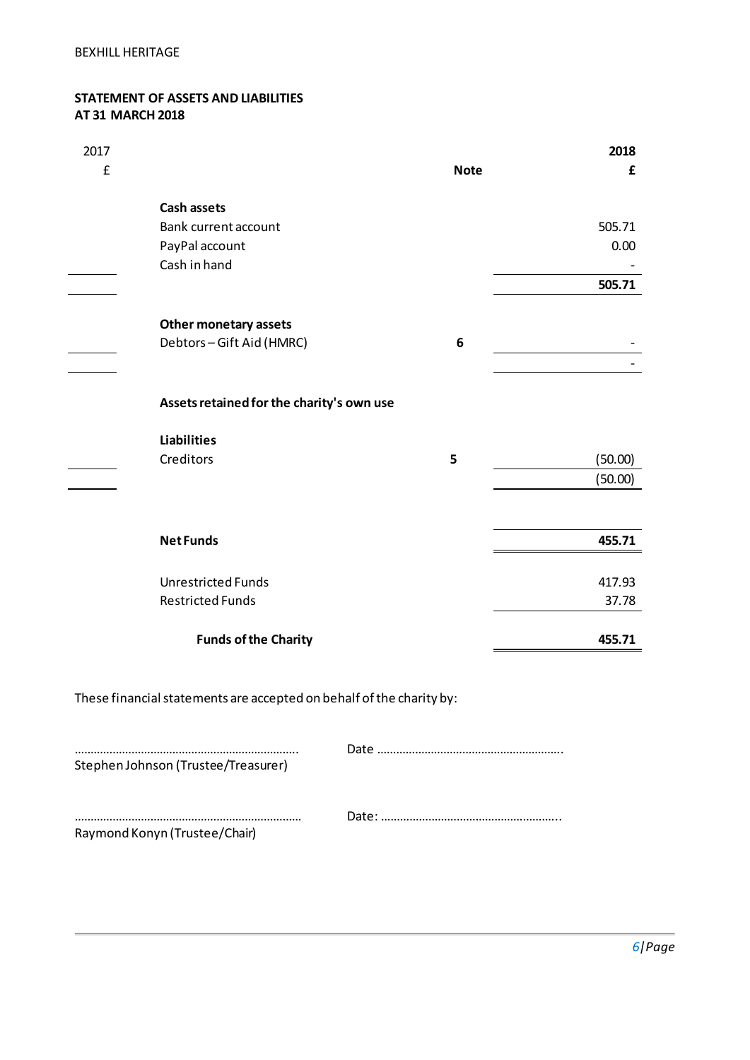BEXHILL HERITAGE

**STATEMENT OF ASSETS AND LIABILITIES**
**AT 31 MARCH 2018**

| 2017 £ | | Note | **2018 £** |
|---|---|---|---|
| | **Cash assets** | | |
| | Bank current account | | 505.71 |
| | PayPal account | | 0.00 |
| | Cash in hand | | - |
| | | | **505.71** |
| | **Other monetary assets** | | |
| | Debtors – Gift Aid (HMRC) | **6** | - |
| | | | - |
| | **Assets retained for the charity's own use** | | |
| | **Liabilities** | | |
| | Creditors | **5** | (50.00) |
| | | | (50.00) |
| | **Net Funds** | | **455.71** |
| | Unrestricted Funds | | 417.93 |
| | Restricted Funds | | 37.78 |
| | **Funds of the Charity** | | **455.71** |

These financial statements are accepted on behalf of the charity by:

……………………………………………………………… Date …………………………………………………..
Stephen Johnson (Trustee/Treasurer)

……………………………………………………………… Date: ………………………………………………..
Raymond Konyn (Trustee/Chair)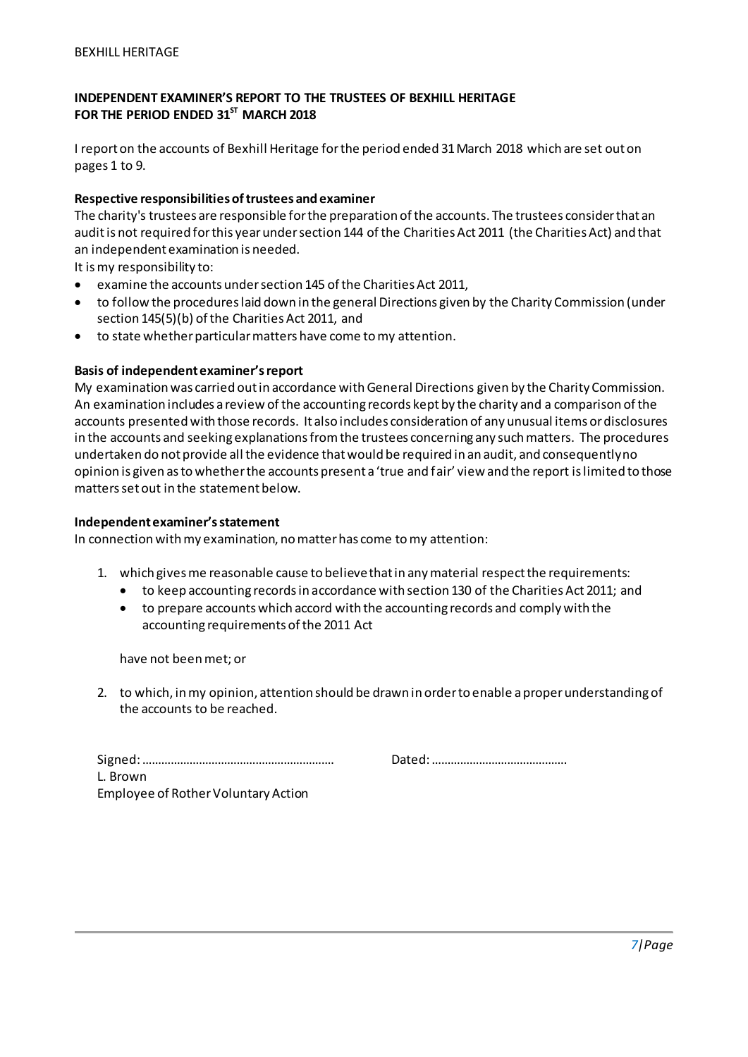## INDEPENDENT EXAMINER'S REPORT TO THE TRUSTEES OF BEXHILL HERITAGE FOR THE PERIOD ENDED 31ST MARCH 2018

I report on the accounts of Bexhill Heritage for the period ended 31 March 2018 which are set out on pages 1 to 9.

**Respective responsibilities of trustees and examiner**

The charity's trustees are responsible for the preparation of the accounts. The trustees consider that an audit is not required for this year under section 144 of the Charities Act 2011 (the Charities Act) and that an independent examination is needed.

It is my responsibility to:

- examine the accounts under section 145 of the Charities Act 2011,
- to follow the procedures laid down in the general Directions given by the Charity Commission (under section 145(5)(b) of the Charities Act 2011, and
- to state whether particular matters have come to my attention.

**Basis of independent examiner's report**

My examination was carried out in accordance with General Directions given by the Charity Commission. An examination includes a review of the accounting records kept by the charity and a comparison of the accounts presented with those records. It also includes consideration of any unusual items or disclosures in the accounts and seeking explanations from the trustees concerning any such matters. The procedures undertaken do not provide all the evidence that would be required in an audit, and consequently no opinion is given as to whether the accounts present a 'true and fair' view and the report is limited to those matters set out in the statement below.

**Independent examiner's statement**

In connection with my examination, no matter has come to my attention:

1. which gives me reasonable cause to believe that in any material respect the requirements:
   - to keep accounting records in accordance with section 130 of the Charities Act 2011; and
   - to prepare accounts which accord with the accounting records and comply with the accounting requirements of the 2011 Act

   have not been met; or

2. to which, in my opinion, attention should be drawn in order to enable a proper understanding of the accounts to be reached.

Signed: …………………………………………………… Dated: ……………………………………

L. Brown

Employee of Rother Voluntary Action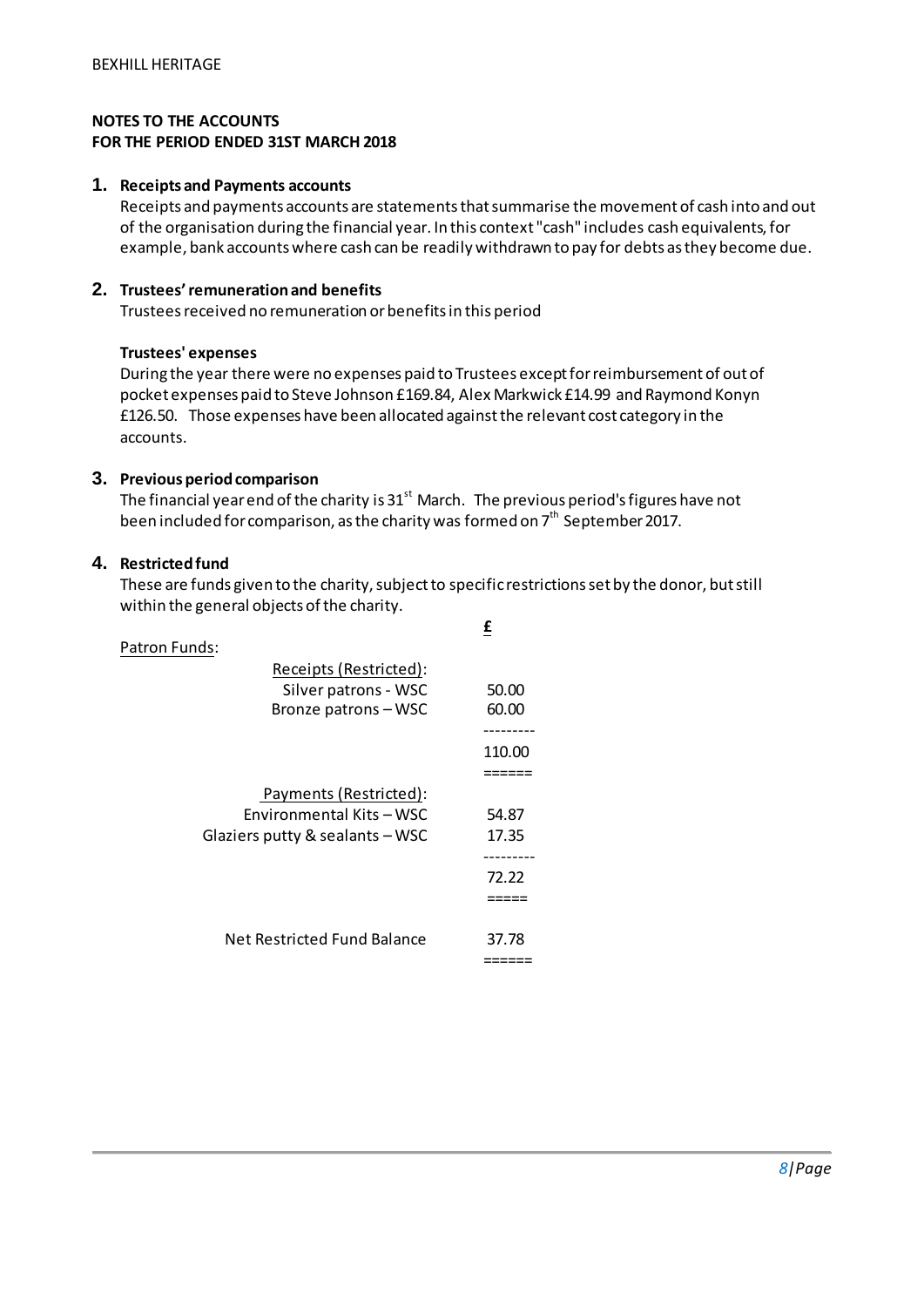## NOTES TO THE ACCOUNTS
## FOR THE PERIOD ENDED 31ST MARCH 2018

### 1. Receipts and Payments accounts

Receipts and payments accounts are statements that summarise the movement of cash into and out of the organisation during the financial year. In this context "cash" includes cash equivalents, for example, bank accounts where cash can be readily withdrawn to pay for debts as they become due.

### 2. Trustees' remuneration and benefits

Trustees received no remuneration or benefits in this period

**Trustees' expenses**

During the year there were no expenses paid to Trustees except for reimbursement of out of pocket expenses paid to Steve Johnson £169.84, Alex Markwick £14.99 and Raymond Konyn £126.50. Those expenses have been allocated against the relevant cost category in the accounts.

### 3. Previous period comparison

The financial year end of the charity is 31st March. The previous period's figures have not been included for comparison, as the charity was formed on 7th September 2017.

### 4. Restricted fund

These are funds given to the charity, subject to specific restrictions set by the donor, but still within the general objects of the charity.

| | £ |
|---|---|
| Patron Funds: | |
| Receipts (Restricted): | |
| Silver patrons - WSC | 50.00 |
| Bronze patrons – WSC | 60.00 |
| | 110.00 |
| Payments (Restricted): | |
| Environmental Kits – WSC | 54.87 |
| Glaziers putty & sealants – WSC | 17.35 |
| | 72.22 |
| Net Restricted Fund Balance | 37.78 |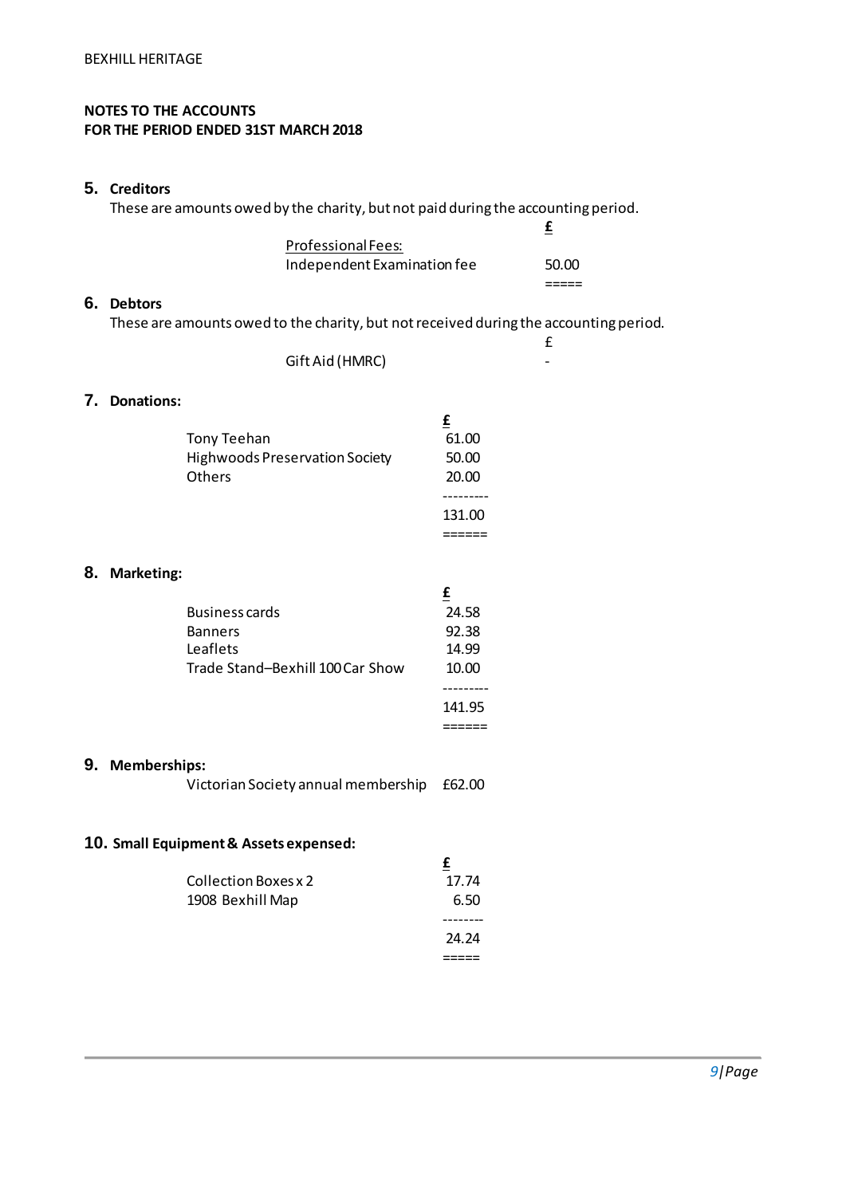BEXHILL HERITAGE

**NOTES TO THE ACCOUNTS**
**FOR THE PERIOD ENDED 31ST MARCH 2018**

## 5. Creditors

These are amounts owed by the charity, but not paid during the accounting period.

| | £ |
|---|---|
| Professional Fees: | |
| Independent Examination fee | 50.00 |
| | ===== |

## 6. Debtors

These are amounts owed to the charity, but not received during the accounting period.

| | £ |
|---|---|
| Gift Aid (HMRC) | - |

## 7. Donations:

| | £ |
|---|---|
| Tony Teehan | 61.00 |
| Highwoods Preservation Society | 50.00 |
| Others | 20.00 |
| | --------- |
| | 131.00 |
| | ====== |

## 8. Marketing:

| | £ |
|---|---|
| Business cards | 24.58 |
| Banners | 92.38 |
| Leaflets | 14.99 |
| Trade Stand–Bexhill 100 Car Show | 10.00 |
| | --------- |
| | 141.95 |
| | ====== |

## 9. Memberships:

Victorian Society annual membership £62.00

## 10. Small Equipment & Assets expensed:

| | £ |
|---|---|
| Collection Boxes x 2 | 17.74 |
| 1908 Bexhill Map | 6.50 |
| | -------- |
| | 24.24 |
| | ===== |